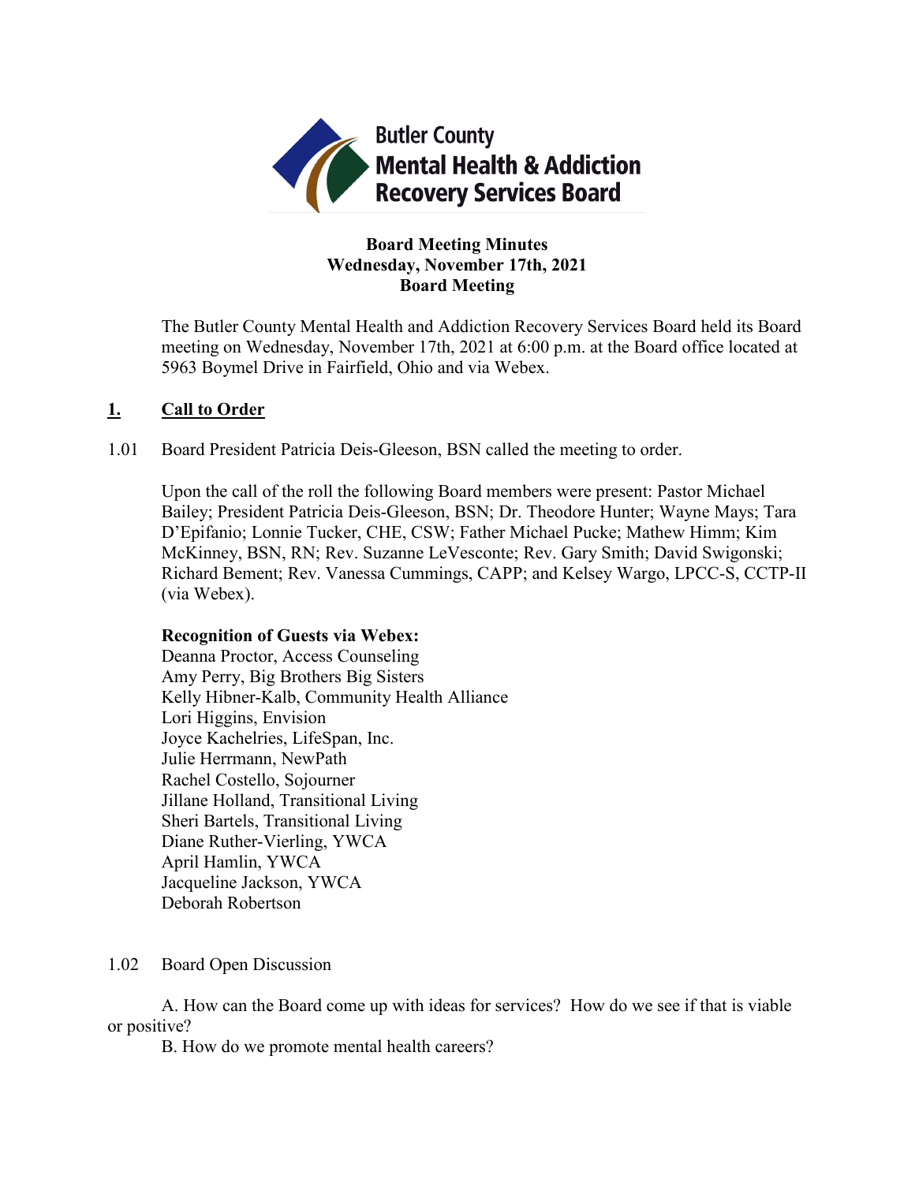Butler County
Mental Health & Addiction
Recovery Services Board

**Board Meeting Minutes**
**Wednesday, November 17th, 2021**
**Board Meeting**

The Butler County Mental Health and Addiction Recovery Services Board held its Board meeting on Wednesday, November 17th, 2021 at 6:00 p.m. at the Board office located at 5963 Boymel Drive in Fairfield, Ohio and via Webex.

## 1. Call to Order

1.01 Board President Patricia Deis-Gleeson, BSN called the meeting to order.

Upon the call of the roll the following Board members were present: Pastor Michael Bailey; President Patricia Deis-Gleeson, BSN; Dr. Theodore Hunter; Wayne Mays; Tara D'Epifanio; Lonnie Tucker, CHE, CSW; Father Michael Pucke; Mathew Himm; Kim McKinney, BSN, RN; Rev. Suzanne LeVesconte; Rev. Gary Smith; David Swigonski; Richard Bement; Rev. Vanessa Cummings, CAPP; and Kelsey Wargo, LPCC-S, CCTP-II (via Webex).

**Recognition of Guests via Webex:**
Deanna Proctor, Access Counseling
Amy Perry, Big Brothers Big Sisters
Kelly Hibner-Kalb, Community Health Alliance
Lori Higgins, Envision
Joyce Kachelries, LifeSpan, Inc.
Julie Herrmann, NewPath
Rachel Costello, Sojourner
Jillane Holland, Transitional Living
Sheri Bartels, Transitional Living
Diane Ruther-Vierling, YWCA
April Hamlin, YWCA
Jacqueline Jackson, YWCA
Deborah Robertson

1.02 Board Open Discussion

A. How can the Board come up with ideas for services? How do we see if that is viable or positive?

B. How do we promote mental health careers?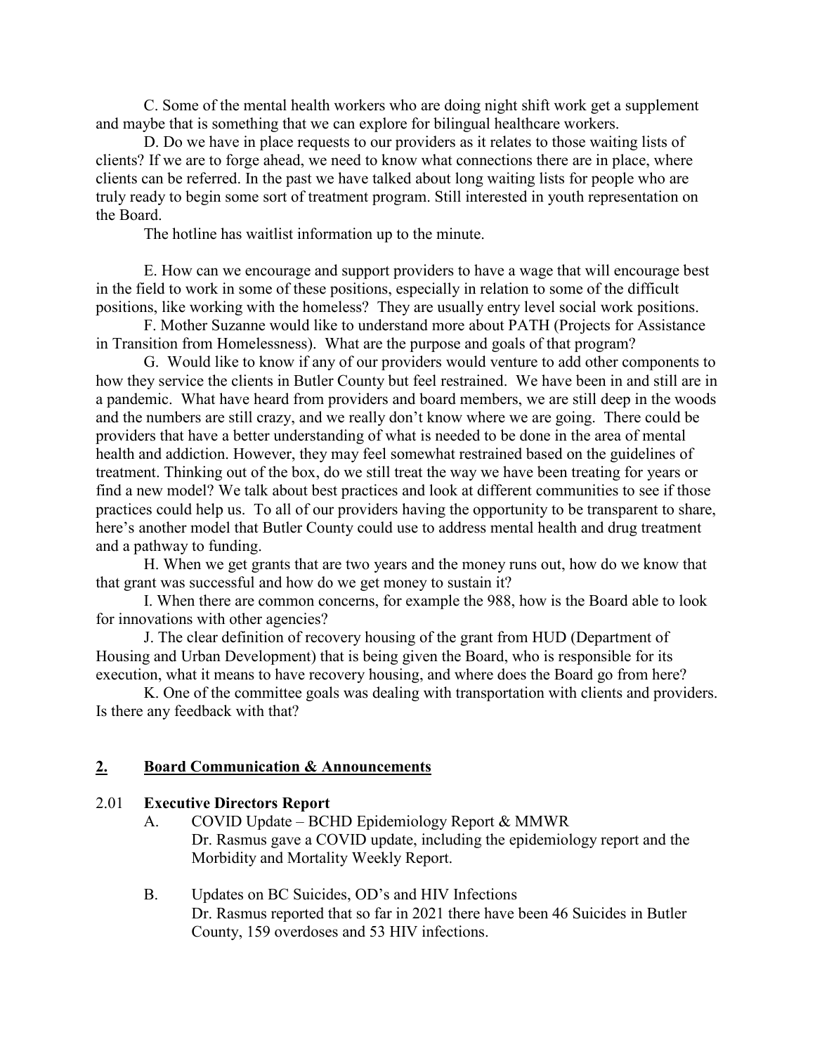C. Some of the mental health workers who are doing night shift work get a supplement and maybe that is something that we can explore for bilingual healthcare workers.

D. Do we have in place requests to our providers as it relates to those waiting lists of clients? If we are to forge ahead, we need to know what connections there are in place, where clients can be referred. In the past we have talked about long waiting lists for people who are truly ready to begin some sort of treatment program. Still interested in youth representation on the Board.

The hotline has waitlist information up to the minute.

E. How can we encourage and support providers to have a wage that will encourage best in the field to work in some of these positions, especially in relation to some of the difficult positions, like working with the homeless? They are usually entry level social work positions.

F. Mother Suzanne would like to understand more about PATH (Projects for Assistance in Transition from Homelessness). What are the purpose and goals of that program?

G. Would like to know if any of our providers would venture to add other components to how they service the clients in Butler County but feel restrained. We have been in and still are in a pandemic. What have heard from providers and board members, we are still deep in the woods and the numbers are still crazy, and we really don't know where we are going. There could be providers that have a better understanding of what is needed to be done in the area of mental health and addiction. However, they may feel somewhat restrained based on the guidelines of treatment. Thinking out of the box, do we still treat the way we have been treating for years or find a new model? We talk about best practices and look at different communities to see if those practices could help us. To all of our providers having the opportunity to be transparent to share, here's another model that Butler County could use to address mental health and drug treatment and a pathway to funding.

H. When we get grants that are two years and the money runs out, how do we know that that grant was successful and how do we get money to sustain it?

I. When there are common concerns, for example the 988, how is the Board able to look for innovations with other agencies?

J. The clear definition of recovery housing of the grant from HUD (Department of Housing and Urban Development) that is being given the Board, who is responsible for its execution, what it means to have recovery housing, and where does the Board go from here?

K. One of the committee goals was dealing with transportation with clients and providers. Is there any feedback with that?

## 2. Board Communication & Announcements

### 2.01 Executive Directors Report

A. COVID Update – BCHD Epidemiology Report & MMWR
Dr. Rasmus gave a COVID update, including the epidemiology report and the Morbidity and Mortality Weekly Report.

B. Updates on BC Suicides, OD's and HIV Infections
Dr. Rasmus reported that so far in 2021 there have been 46 Suicides in Butler County, 159 overdoses and 53 HIV infections.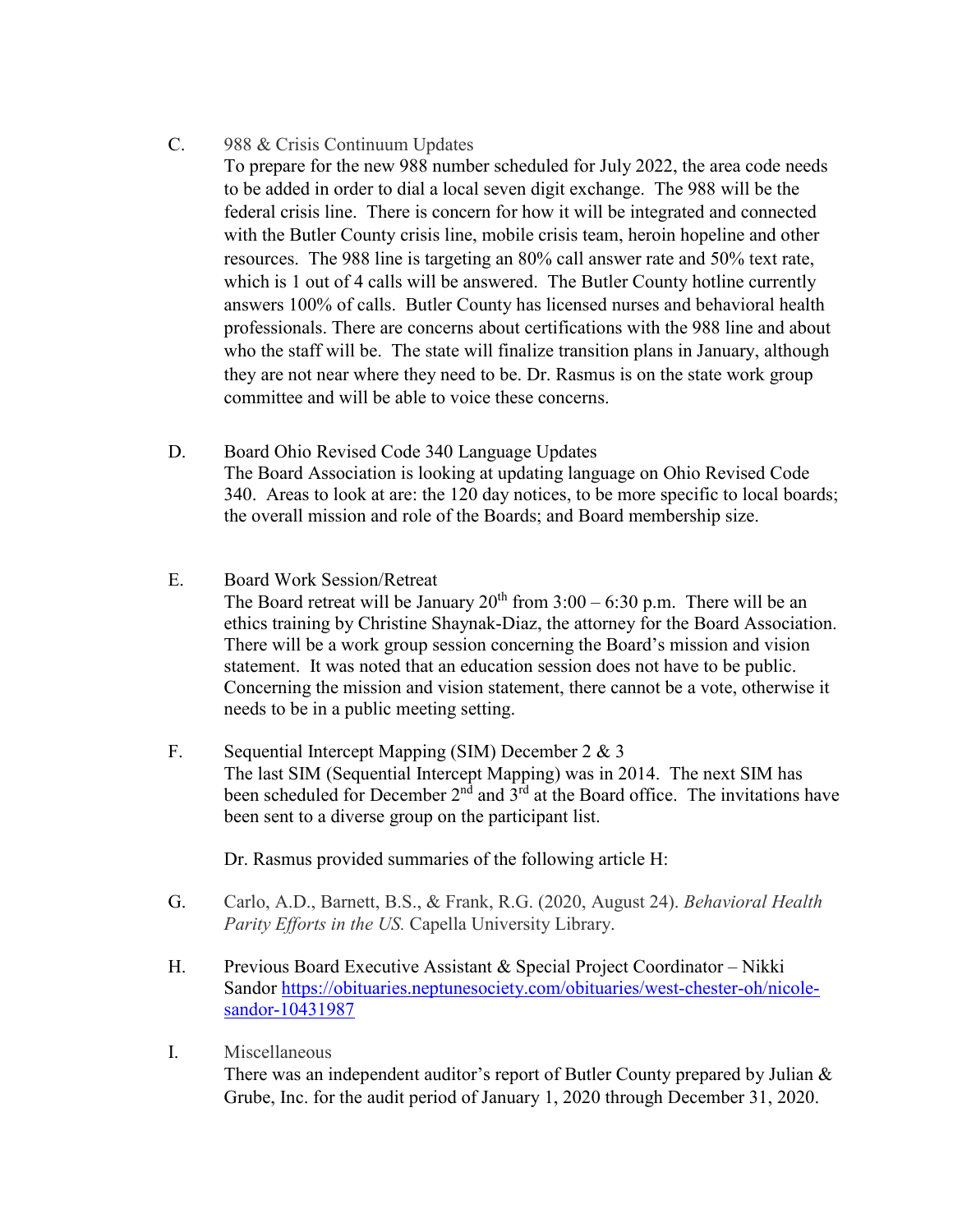C. 988 & Crisis Continuum Updates

To prepare for the new 988 number scheduled for July 2022, the area code needs to be added in order to dial a local seven digit exchange. The 988 will be the federal crisis line. There is concern for how it will be integrated and connected with the Butler County crisis line, mobile crisis team, heroin hopeline and other resources. The 988 line is targeting an 80% call answer rate and 50% text rate, which is 1 out of 4 calls will be answered. The Butler County hotline currently answers 100% of calls. Butler County has licensed nurses and behavioral health professionals. There are concerns about certifications with the 988 line and about who the staff will be. The state will finalize transition plans in January, although they are not near where they need to be. Dr. Rasmus is on the state work group committee and will be able to voice these concerns.

D. Board Ohio Revised Code 340 Language Updates

The Board Association is looking at updating language on Ohio Revised Code 340. Areas to look at are: the 120 day notices, to be more specific to local boards; the overall mission and role of the Boards; and Board membership size.

E. Board Work Session/Retreat

The Board retreat will be January 20th from 3:00 – 6:30 p.m. There will be an ethics training by Christine Shaynak-Diaz, the attorney for the Board Association. There will be a work group session concerning the Board's mission and vision statement. It was noted that an education session does not have to be public. Concerning the mission and vision statement, there cannot be a vote, otherwise it needs to be in a public meeting setting.

F. Sequential Intercept Mapping (SIM) December 2 & 3

The last SIM (Sequential Intercept Mapping) was in 2014. The next SIM has been scheduled for December 2nd and 3rd at the Board office. The invitations have been sent to a diverse group on the participant list.

Dr. Rasmus provided summaries of the following article H:

G. Carlo, A.D., Barnett, B.S., & Frank, R.G. (2020, August 24). *Behavioral Health Parity Efforts in the US.* Capella University Library.

H. Previous Board Executive Assistant & Special Project Coordinator – Nikki Sandor [https://obituaries.neptunesociety.com/obituaries/west-chester-oh/nicole-sandor-10431987](https://obituaries.neptunesociety.com/obituaries/west-chester-oh/nicole-sandor-10431987)

I. Miscellaneous

There was an independent auditor's report of Butler County prepared by Julian & Grube, Inc. for the audit period of January 1, 2020 through December 31, 2020.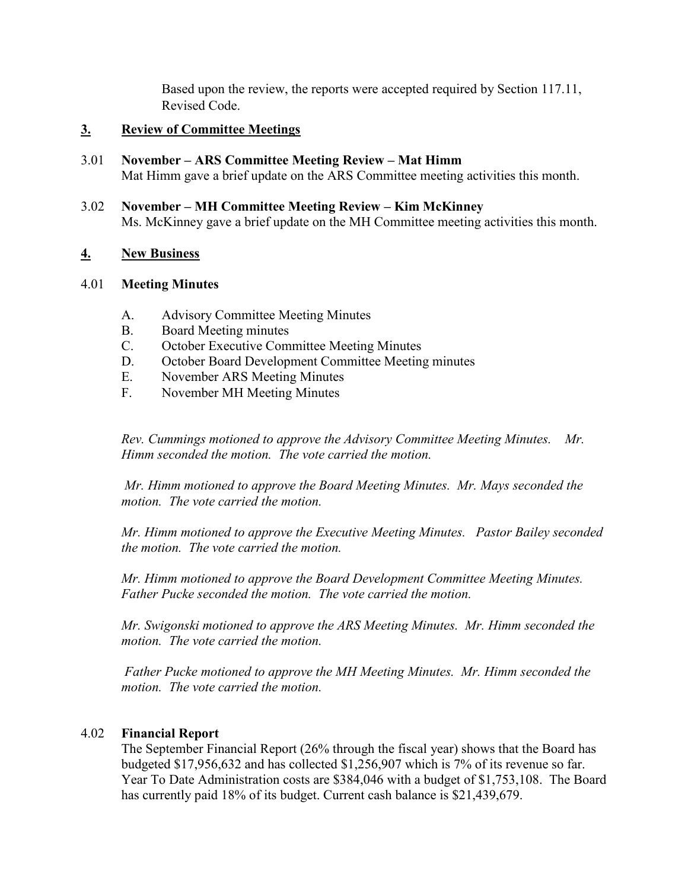Based upon the review, the reports were accepted required by Section 117.11, Revised Code.

## 3. Review of Committee Meetings

**3.01 November – ARS Committee Meeting Review – Mat Himm**
Mat Himm gave a brief update on the ARS Committee meeting activities this month.

**3.02 November – MH Committee Meeting Review – Kim McKinney**
Ms. McKinney gave a brief update on the MH Committee meeting activities this month.

## 4. New Business

**4.01 Meeting Minutes**

A. Advisory Committee Meeting Minutes
B. Board Meeting minutes
C. October Executive Committee Meeting Minutes
D. October Board Development Committee Meeting minutes
E. November ARS Meeting Minutes
F. November MH Meeting Minutes

*Rev. Cummings motioned to approve the Advisory Committee Meeting Minutes. Mr. Himm seconded the motion. The vote carried the motion.*

*Mr. Himm motioned to approve the Board Meeting Minutes. Mr. Mays seconded the motion. The vote carried the motion.*

*Mr. Himm motioned to approve the Executive Meeting Minutes. Pastor Bailey seconded the motion. The vote carried the motion.*

*Mr. Himm motioned to approve the Board Development Committee Meeting Minutes. Father Pucke seconded the motion. The vote carried the motion.*

*Mr. Swigonski motioned to approve the ARS Meeting Minutes. Mr. Himm seconded the motion. The vote carried the motion.*

*Father Pucke motioned to approve the MH Meeting Minutes. Mr. Himm seconded the motion. The vote carried the motion.*

**4.02 Financial Report**
The September Financial Report (26% through the fiscal year) shows that the Board has budgeted $17,956,632 and has collected $1,256,907 which is 7% of its revenue so far. Year To Date Administration costs are $384,046 with a budget of $1,753,108. The Board has currently paid 18% of its budget. Current cash balance is $21,439,679.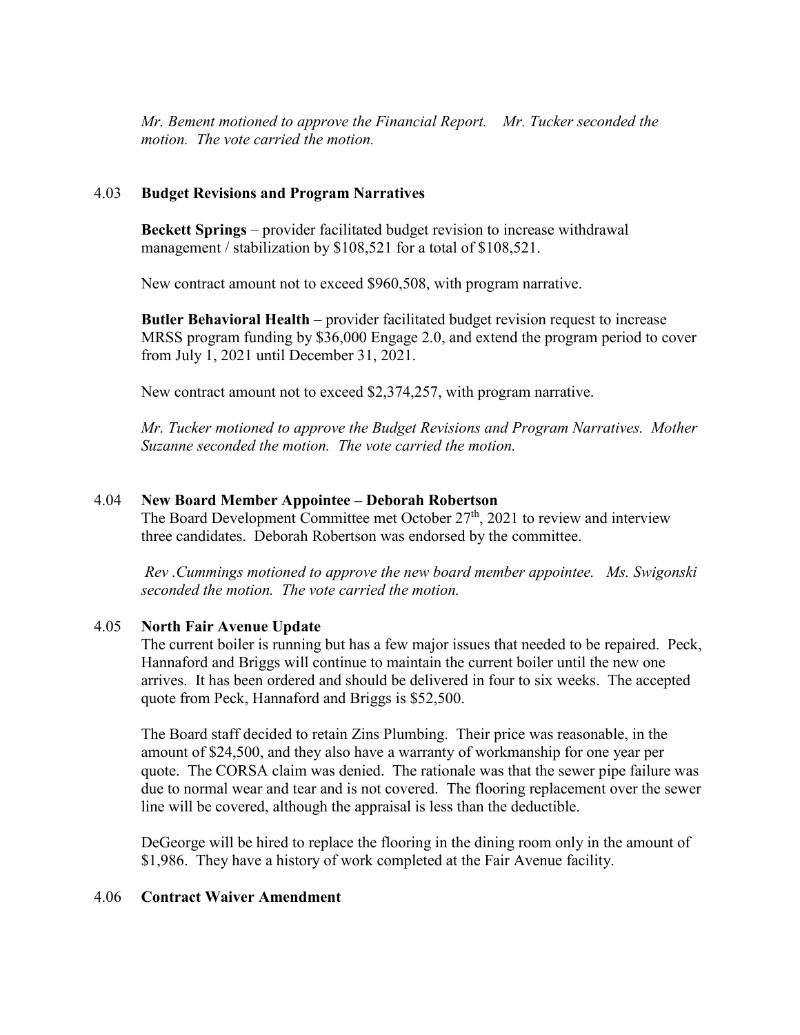*Mr. Bement motioned to approve the Financial Report. Mr. Tucker seconded the motion. The vote carried the motion.*

4.03 **Budget Revisions and Program Narratives**

**Beckett Springs** – provider facilitated budget revision to increase withdrawal management / stabilization by $108,521 for a total of $108,521.

New contract amount not to exceed $960,508, with program narrative.

**Butler Behavioral Health** – provider facilitated budget revision request to increase MRSS program funding by $36,000 Engage 2.0, and extend the program period to cover from July 1, 2021 until December 31, 2021.

New contract amount not to exceed $2,374,257, with program narrative.

*Mr. Tucker motioned to approve the Budget Revisions and Program Narratives. Mother Suzanne seconded the motion. The vote carried the motion.*

4.04 **New Board Member Appointee – Deborah Robertson**

The Board Development Committee met October 27th, 2021 to review and interview three candidates. Deborah Robertson was endorsed by the committee.

*Rev .Cummings motioned to approve the new board member appointee. Ms. Swigonski seconded the motion. The vote carried the motion.*

4.05 **North Fair Avenue Update**

The current boiler is running but has a few major issues that needed to be repaired. Peck, Hannaford and Briggs will continue to maintain the current boiler until the new one arrives. It has been ordered and should be delivered in four to six weeks. The accepted quote from Peck, Hannaford and Briggs is $52,500.

The Board staff decided to retain Zins Plumbing. Their price was reasonable, in the amount of $24,500, and they also have a warranty of workmanship for one year per quote. The CORSA claim was denied. The rationale was that the sewer pipe failure was due to normal wear and tear and is not covered. The flooring replacement over the sewer line will be covered, although the appraisal is less than the deductible.

DeGeorge will be hired to replace the flooring in the dining room only in the amount of $1,986. They have a history of work completed at the Fair Avenue facility.

4.06 **Contract Waiver Amendment**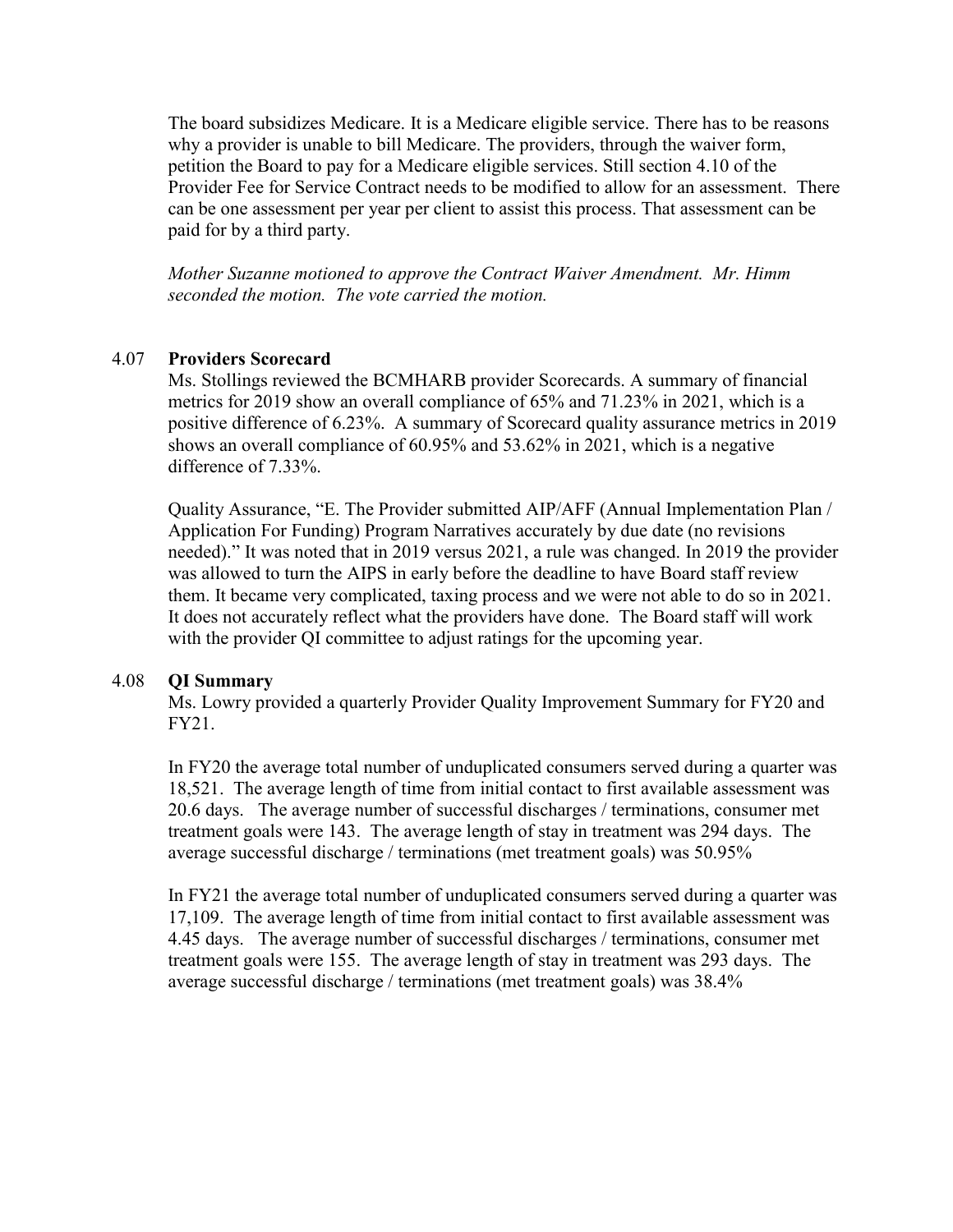The board subsidizes Medicare. It is a Medicare eligible service. There has to be reasons why a provider is unable to bill Medicare. The providers, through the waiver form, petition the Board to pay for a Medicare eligible services. Still section 4.10 of the Provider Fee for Service Contract needs to be modified to allow for an assessment. There can be one assessment per year per client to assist this process. That assessment can be paid for by a third party.

*Mother Suzanne motioned to approve the Contract Waiver Amendment. Mr. Himm seconded the motion. The vote carried the motion.*

4.07 **Providers Scorecard**

Ms. Stollings reviewed the BCMHARB provider Scorecards. A summary of financial metrics for 2019 show an overall compliance of 65% and 71.23% in 2021, which is a positive difference of 6.23%. A summary of Scorecard quality assurance metrics in 2019 shows an overall compliance of 60.95% and 53.62% in 2021, which is a negative difference of 7.33%.

Quality Assurance, "E. The Provider submitted AIP/AFF (Annual Implementation Plan / Application For Funding) Program Narratives accurately by due date (no revisions needed)." It was noted that in 2019 versus 2021, a rule was changed. In 2019 the provider was allowed to turn the AIPS in early before the deadline to have Board staff review them. It became very complicated, taxing process and we were not able to do so in 2021. It does not accurately reflect what the providers have done. The Board staff will work with the provider QI committee to adjust ratings for the upcoming year.

4.08 **QI Summary**

Ms. Lowry provided a quarterly Provider Quality Improvement Summary for FY20 and FY21.

In FY20 the average total number of unduplicated consumers served during a quarter was 18,521. The average length of time from initial contact to first available assessment was 20.6 days. The average number of successful discharges / terminations, consumer met treatment goals were 143. The average length of stay in treatment was 294 days. The average successful discharge / terminations (met treatment goals) was 50.95%

In FY21 the average total number of unduplicated consumers served during a quarter was 17,109. The average length of time from initial contact to first available assessment was 4.45 days. The average number of successful discharges / terminations, consumer met treatment goals were 155. The average length of stay in treatment was 293 days. The average successful discharge / terminations (met treatment goals) was 38.4%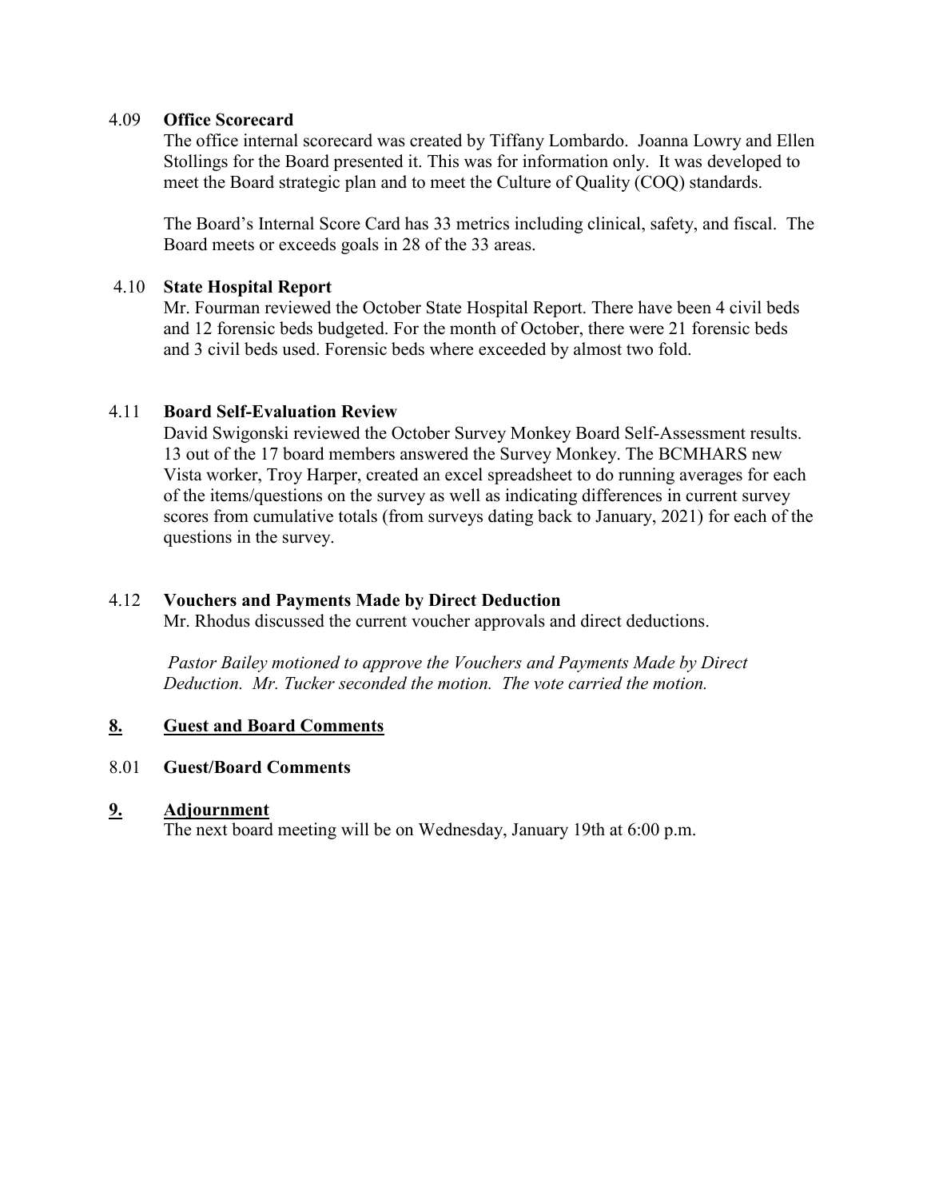4.09 **Office Scorecard**

The office internal scorecard was created by Tiffany Lombardo. Joanna Lowry and Ellen Stollings for the Board presented it. This was for information only. It was developed to meet the Board strategic plan and to meet the Culture of Quality (COQ) standards.

The Board's Internal Score Card has 33 metrics including clinical, safety, and fiscal. The Board meets or exceeds goals in 28 of the 33 areas.

4.10 **State Hospital Report**

Mr. Fourman reviewed the October State Hospital Report. There have been 4 civil beds and 12 forensic beds budgeted. For the month of October, there were 21 forensic beds and 3 civil beds used. Forensic beds where exceeded by almost two fold.

4.11 **Board Self-Evaluation Review**

David Swigonski reviewed the October Survey Monkey Board Self-Assessment results. 13 out of the 17 board members answered the Survey Monkey. The BCMHARS new Vista worker, Troy Harper, created an excel spreadsheet to do running averages for each of the items/questions on the survey as well as indicating differences in current survey scores from cumulative totals (from surveys dating back to January, 2021) for each of the questions in the survey.

4.12 **Vouchers and Payments Made by Direct Deduction**

Mr. Rhodus discussed the current voucher approvals and direct deductions.

*Pastor Bailey motioned to approve the Vouchers and Payments Made by Direct Deduction. Mr. Tucker seconded the motion. The vote carried the motion.*

## **8. Guest and Board Comments**

8.01 **Guest/Board Comments**

## **9. Adjournment**

The next board meeting will be on Wednesday, January 19th at 6:00 p.m.